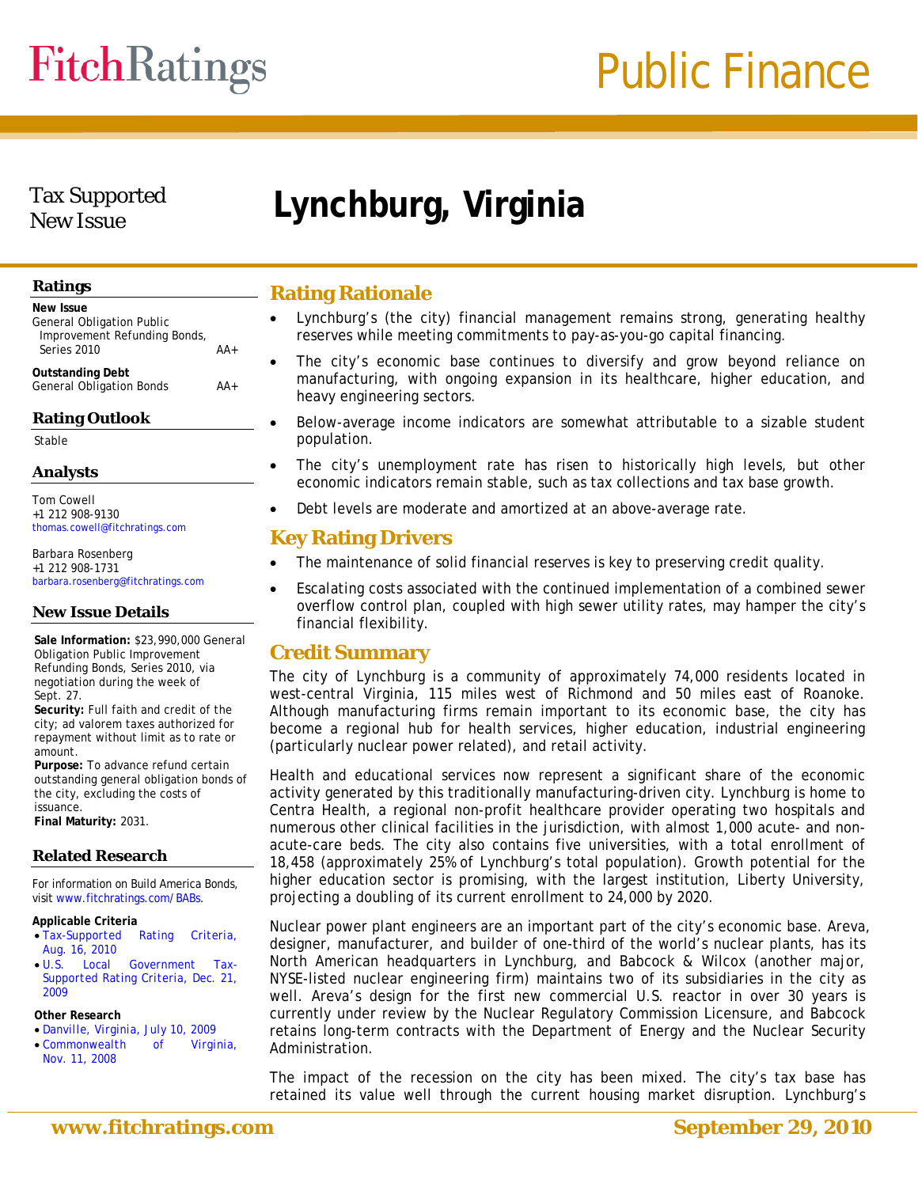# Lynchburg, Virginia

Tax Supported
New Issue

## Ratings

**New Issue**
General Obligation Public Improvement Refunding Bonds, Series 2010 — AA+

**Outstanding Debt**
General Obligation Bonds — AA+

## Rating Outlook

Stable

## Analysts

Tom Cowell
+1 212 908-9130
thomas.cowell@fitchratings.com

Barbara Rosenberg
+1 212 908-1731
barbara.rosenberg@fitchratings.com

## New Issue Details

**Sale Information:** $23,990,000 General Obligation Public Improvement Refunding Bonds, Series 2010, via negotiation during the week of Sept. 27.
**Security:** Full faith and credit of the city; ad valorem taxes authorized for repayment without limit as to rate or amount.
**Purpose:** To advance refund certain outstanding general obligation bonds of the city, excluding the costs of issuance.
**Final Maturity:** 2031.

## Related Research

For information on Build America Bonds, visit www.fitchratings.com/BABs.

**Applicable Criteria**
- Tax-Supported Rating Criteria, Aug. 16, 2010
- U.S. Local Government Tax-Supported Rating Criteria, Dec. 21, 2009

**Other Research**
- Danville, Virginia, July 10, 2009
- Commonwealth of Virginia, Nov. 11, 2008

## Rating Rationale

- Lynchburg's (the city) financial management remains strong, generating healthy reserves while meeting commitments to pay-as-you-go capital financing.
- The city's economic base continues to diversify and grow beyond reliance on manufacturing, with ongoing expansion in its healthcare, higher education, and heavy engineering sectors.
- Below-average income indicators are somewhat attributable to a sizable student population.
- The city's unemployment rate has risen to historically high levels, but other economic indicators remain stable, such as tax collections and tax base growth.
- Debt levels are moderate and amortized at an above-average rate.

## Key Rating Drivers

- The maintenance of solid financial reserves is key to preserving credit quality.
- Escalating costs associated with the continued implementation of a combined sewer overflow control plan, coupled with high sewer utility rates, may hamper the city's financial flexibility.

## Credit Summary

The city of Lynchburg is a community of approximately 74,000 residents located in west-central Virginia, 115 miles west of Richmond and 50 miles east of Roanoke. Although manufacturing firms remain important to its economic base, the city has become a regional hub for health services, higher education, industrial engineering (particularly nuclear power related), and retail activity.

Health and educational services now represent a significant share of the economic activity generated by this traditionally manufacturing-driven city. Lynchburg is home to Centra Health, a regional non-profit healthcare provider operating two hospitals and numerous other clinical facilities in the jurisdiction, with almost 1,000 acute- and non-acute-care beds. The city also contains five universities, with a total enrollment of 18,458 (approximately 25% of Lynchburg's total population). Growth potential for the higher education sector is promising, with the largest institution, Liberty University, projecting a doubling of its current enrollment to 24,000 by 2020.

Nuclear power plant engineers are an important part of the city's economic base. Areva, designer, manufacturer, and builder of one-third of the world's nuclear plants, has its North American headquarters in Lynchburg, and Babcock & Wilcox (another major, NYSE-listed nuclear engineering firm) maintains two of its subsidiaries in the city as well. Areva's design for the first new commercial U.S. reactor in over 30 years is currently under review by the Nuclear Regulatory Commission Licensure, and Babcock retains long-term contracts with the Department of Energy and the Nuclear Security Administration.

The impact of the recession on the city has been mixed. The city's tax base has retained its value well through the current housing market disruption. Lynchburg's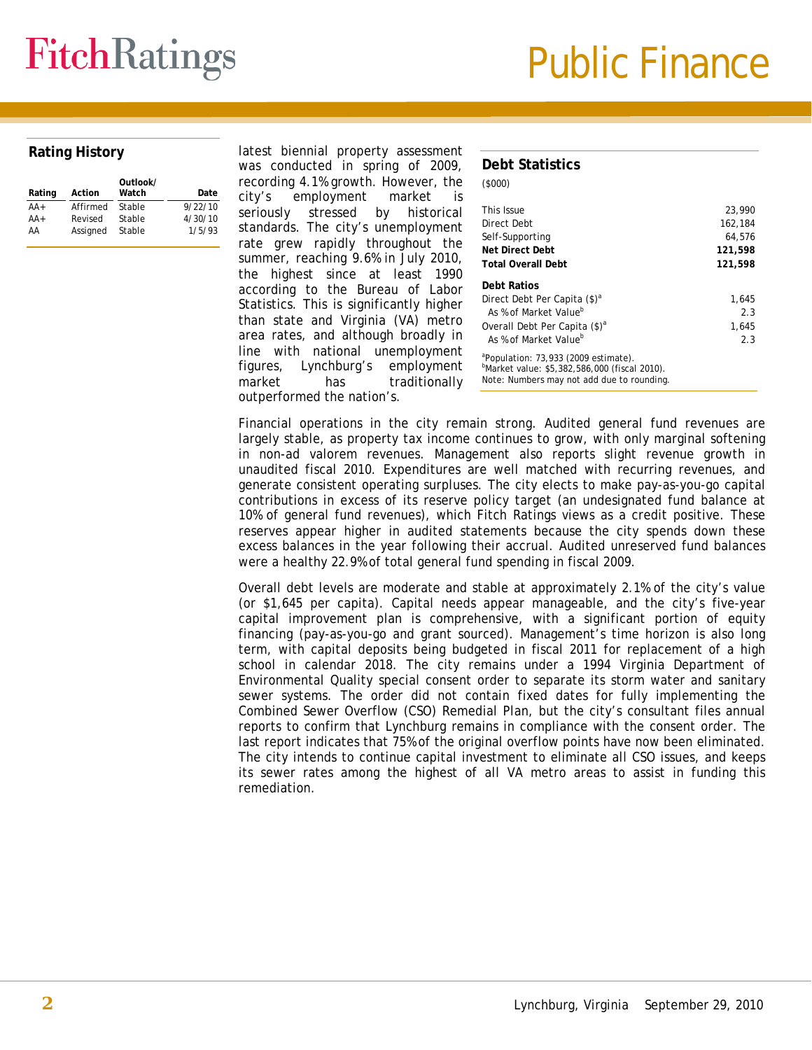## Rating History

| Rating | Action | Outlook/ Watch | Date |
|---|---|---|---|
| AA+ | Affirmed | Stable | 9/22/10 |
| AA+ | Revised | Stable | 4/30/10 |
| AA | Assigned | Stable | 1/5/93 |

latest biennial property assessment was conducted in spring of 2009, recording 4.1% growth. However, the city's employment market is seriously stressed by historical standards. The city's unemployment rate grew rapidly throughout the summer, reaching 9.6% in July 2010, the highest since at least 1990 according to the Bureau of Labor Statistics. This is significantly higher than state and Virginia (VA) metro area rates, and although broadly in line with national unemployment figures, Lynchburg's employment market has traditionally outperformed the nation's.

## Debt Statistics

($000)

| | |
|---|---|
| This Issue | 23,990 |
| Direct Debt | 162,184 |
| Self-Supporting | 64,576 |
| **Net Direct Debt** | **121,598** |
| **Total Overall Debt** | **121,598** |
| **Debt Ratios** | |
| Direct Debt Per Capita ($)[a] | 1,645 |
| As % of Market Value[b] | 2.3 |
| Overall Debt Per Capita ($)[a] | 1,645 |
| As % of Market Value[b] | 2.3 |

[a]Population: 73,933 (2009 estimate).
[b]Market value: $5,382,586,000 (fiscal 2010).
Note: Numbers may not add due to rounding.

Financial operations in the city remain strong. Audited general fund revenues are largely stable, as property tax income continues to grow, with only marginal softening in non-ad valorem revenues. Management also reports slight revenue growth in unaudited fiscal 2010. Expenditures are well matched with recurring revenues, and generate consistent operating surpluses. The city elects to make pay-as-you-go capital contributions in excess of its reserve policy target (an undesignated fund balance at 10% of general fund revenues), which Fitch Ratings views as a credit positive. These reserves appear higher in audited statements because the city spends down these excess balances in the year following their accrual. Audited unreserved fund balances were a healthy 22.9% of total general fund spending in fiscal 2009.

Overall debt levels are moderate and stable at approximately 2.1% of the city's value (or $1,645 per capita). Capital needs appear manageable, and the city's five-year capital improvement plan is comprehensive, with a significant portion of equity financing (pay-as-you-go and grant sourced). Management's time horizon is also long term, with capital deposits being budgeted in fiscal 2011 for replacement of a high school in calendar 2018. The city remains under a 1994 Virginia Department of Environmental Quality special consent order to separate its storm water and sanitary sewer systems. The order did not contain fixed dates for fully implementing the Combined Sewer Overflow (CSO) Remedial Plan, but the city's consultant files annual reports to confirm that Lynchburg remains in compliance with the consent order. The last report indicates that 75% of the original overflow points have now been eliminated. The city intends to continue capital investment to eliminate all CSO issues, and keeps its sewer rates among the highest of all VA metro areas to assist in funding this remediation.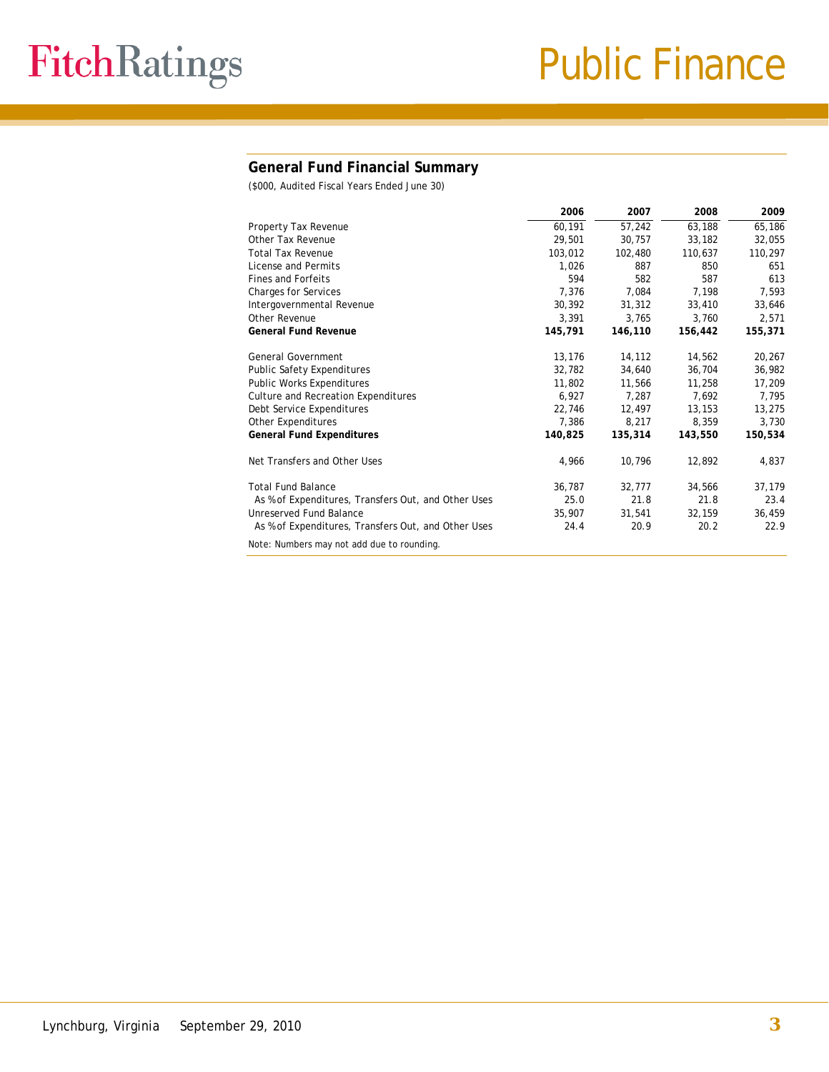## General Fund Financial Summary

($000, Audited Fiscal Years Ended June 30)

| | 2006 | 2007 | 2008 | 2009 |
|---|---|---|---|---|
| Property Tax Revenue | 60,191 | 57,242 | 63,188 | 65,186 |
| Other Tax Revenue | 29,501 | 30,757 | 33,182 | 32,055 |
| Total Tax Revenue | 103,012 | 102,480 | 110,637 | 110,297 |
| License and Permits | 1,026 | 887 | 850 | 651 |
| Fines and Forfeits | 594 | 582 | 587 | 613 |
| Charges for Services | 7,376 | 7,084 | 7,198 | 7,593 |
| Intergovernmental Revenue | 30,392 | 31,312 | 33,410 | 33,646 |
| Other Revenue | 3,391 | 3,765 | 3,760 | 2,571 |
| **General Fund Revenue** | **145,791** | **146,110** | **156,442** | **155,371** |
| | | | | |
| General Government | 13,176 | 14,112 | 14,562 | 20,267 |
| Public Safety Expenditures | 32,782 | 34,640 | 36,704 | 36,982 |
| Public Works Expenditures | 11,802 | 11,566 | 11,258 | 17,209 |
| Culture and Recreation Expenditures | 6,927 | 7,287 | 7,692 | 7,795 |
| Debt Service Expenditures | 22,746 | 12,497 | 13,153 | 13,275 |
| Other Expenditures | 7,386 | 8,217 | 8,359 | 3,730 |
| **General Fund Expenditures** | **140,825** | **135,314** | **143,550** | **150,534** |
| | | | | |
| Net Transfers and Other Uses | 4,966 | 10,796 | 12,892 | 4,837 |
| | | | | |
| Total Fund Balance | 36,787 | 32,777 | 34,566 | 37,179 |
| As % of Expenditures, Transfers Out, and Other Uses | 25.0 | 21.8 | 21.8 | 23.4 |
| Unreserved Fund Balance | 35,907 | 31,541 | 32,159 | 36,459 |
| As % of Expenditures, Transfers Out, and Other Uses | 24.4 | 20.9 | 20.2 | 22.9 |

Note: Numbers may not add due to rounding.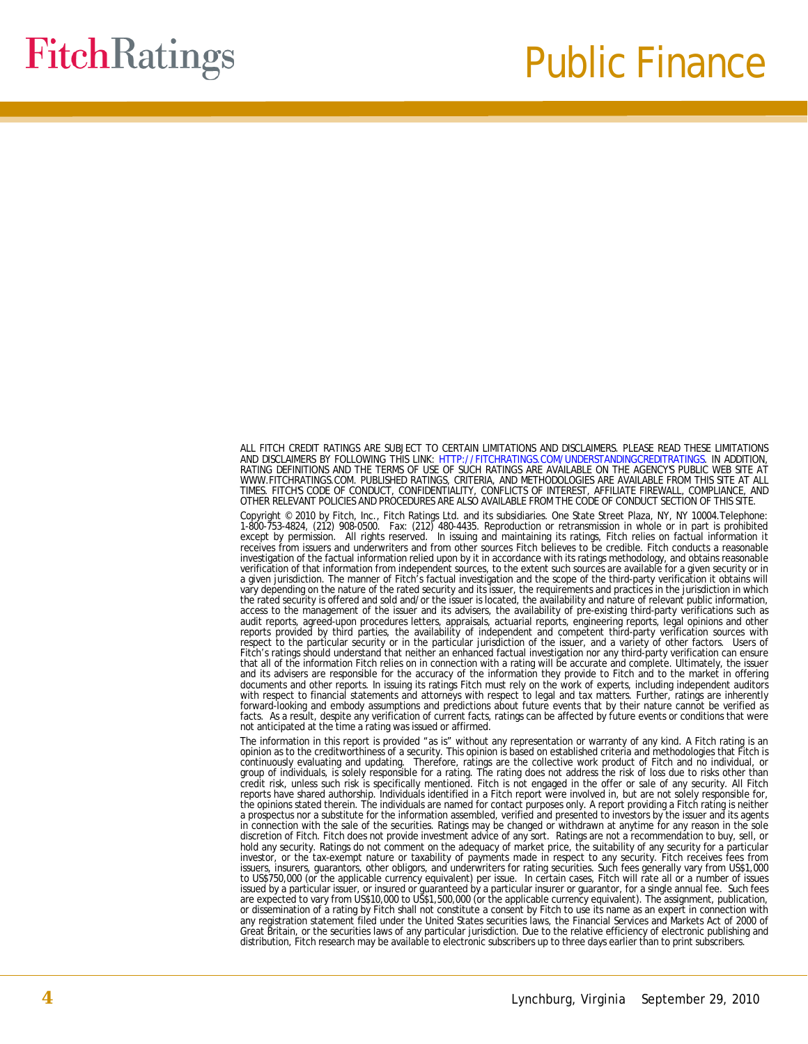ALL FITCH CREDIT RATINGS ARE SUBJECT TO CERTAIN LIMITATIONS AND DISCLAIMERS. PLEASE READ THESE LIMITATIONS AND DISCLAIMERS BY FOLLOWING THIS LINK: HTTP://FITCHRATINGS.COM/UNDERSTANDINGCREDITRATINGS. IN ADDITION, RATING DEFINITIONS AND THE TERMS OF USE OF SUCH RATINGS ARE AVAILABLE ON THE AGENCY'S PUBLIC WEB SITE AT WWW.FITCHRATINGS.COM. PUBLISHED RATINGS, CRITERIA, AND METHODOLOGIES ARE AVAILABLE FROM THIS SITE AT ALL TIMES. FITCH'S CODE OF CONDUCT, CONFIDENTIALITY, CONFLICTS OF INTEREST, AFFILIATE FIREWALL, COMPLIANCE, AND OTHER RELEVANT POLICIES AND PROCEDURES ARE ALSO AVAILABLE FROM THE CODE OF CONDUCT SECTION OF THIS SITE.

Copyright © 2010 by Fitch, Inc., Fitch Ratings Ltd. and its subsidiaries. One State Street Plaza, NY, NY 10004.Telephone: 1-800-753-4824, (212) 908-0500. Fax: (212) 480-4435. Reproduction or retransmission in whole or in part is prohibited except by permission. All rights reserved. In issuing and maintaining its ratings, Fitch relies on factual information it receives from issuers and underwriters and from other sources Fitch believes to be credible. Fitch conducts a reasonable investigation of the factual information relied upon by it in accordance with its ratings methodology, and obtains reasonable verification of that information from independent sources, to the extent such sources are available for a given security or in a given jurisdiction. The manner of Fitch's factual investigation and the scope of the third-party verification it obtains will vary depending on the nature of the rated security and its issuer, the requirements and practices in the jurisdiction in which the rated security is offered and sold and/or the issuer is located, the availability and nature of relevant public information, access to the management of the issuer and its advisers, the availability of pre-existing third-party verifications such as audit reports, agreed-upon procedures letters, appraisals, actuarial reports, engineering reports, legal opinions and other reports provided by third parties, the availability of independent and competent third-party verification sources with respect to the particular security or in the particular jurisdiction of the issuer, and a variety of other factors. Users of Fitch's ratings should understand that neither an enhanced factual investigation nor any third-party verification can ensure that all of the information Fitch relies on in connection with a rating will be accurate and complete. Ultimately, the issuer and its advisers are responsible for the accuracy of the information they provide to Fitch and to the market in offering documents and other reports. In issuing its ratings Fitch must rely on the work of experts, including independent auditors with respect to financial statements and attorneys with respect to legal and tax matters. Further, ratings are inherently forward-looking and embody assumptions and predictions about future events that by their nature cannot be verified as facts. As a result, despite any verification of current facts, ratings can be affected by future events or conditions that were not anticipated at the time a rating was issued or affirmed.

The information in this report is provided "as is" without any representation or warranty of any kind. A Fitch rating is an opinion as to the creditworthiness of a security. This opinion is based on established criteria and methodologies that Fitch is continuously evaluating and updating. Therefore, ratings are the collective work product of Fitch and no individual, or group of individuals, is solely responsible for a rating. The rating does not address the risk of loss due to risks other than credit risk, unless such risk is specifically mentioned. Fitch is not engaged in the offer or sale of any security. All Fitch reports have shared authorship. Individuals identified in a Fitch report were involved in, but are not solely responsible for, the opinions stated therein. The individuals are named for contact purposes only. A report providing a Fitch rating is neither a prospectus nor a substitute for the information assembled, verified and presented to investors by the issuer and its agents in connection with the sale of the securities. Ratings may be changed or withdrawn at anytime for any reason in the sole discretion of Fitch. Fitch does not provide investment advice of any sort. Ratings are not a recommendation to buy, sell, or hold any security. Ratings do not comment on the adequacy of market price, the suitability of any security for a particular investor, or the tax-exempt nature or taxability of payments made in respect to any security. Fitch receives fees from issuers, insurers, guarantors, other obligors, and underwriters for rating securities. Such fees generally vary from US$1,000 to US$750,000 (or the applicable currency equivalent) per issue. In certain cases, Fitch will rate all or a number of issues issued by a particular issuer, or insured or guaranteed by a particular insurer or guarantor, for a single annual fee. Such fees are expected to vary from US$10,000 to US$1,500,000 (or the applicable currency equivalent). The assignment, publication, or dissemination of a rating by Fitch shall not constitute a consent by Fitch to use its name as an expert in connection with any registration statement filed under the United States securities laws, the Financial Services and Markets Act of 2000 of Great Britain, or the securities laws of any particular jurisdiction. Due to the relative efficiency of electronic publishing and distribution, Fitch research may be available to electronic subscribers up to three days earlier than to print subscribers.